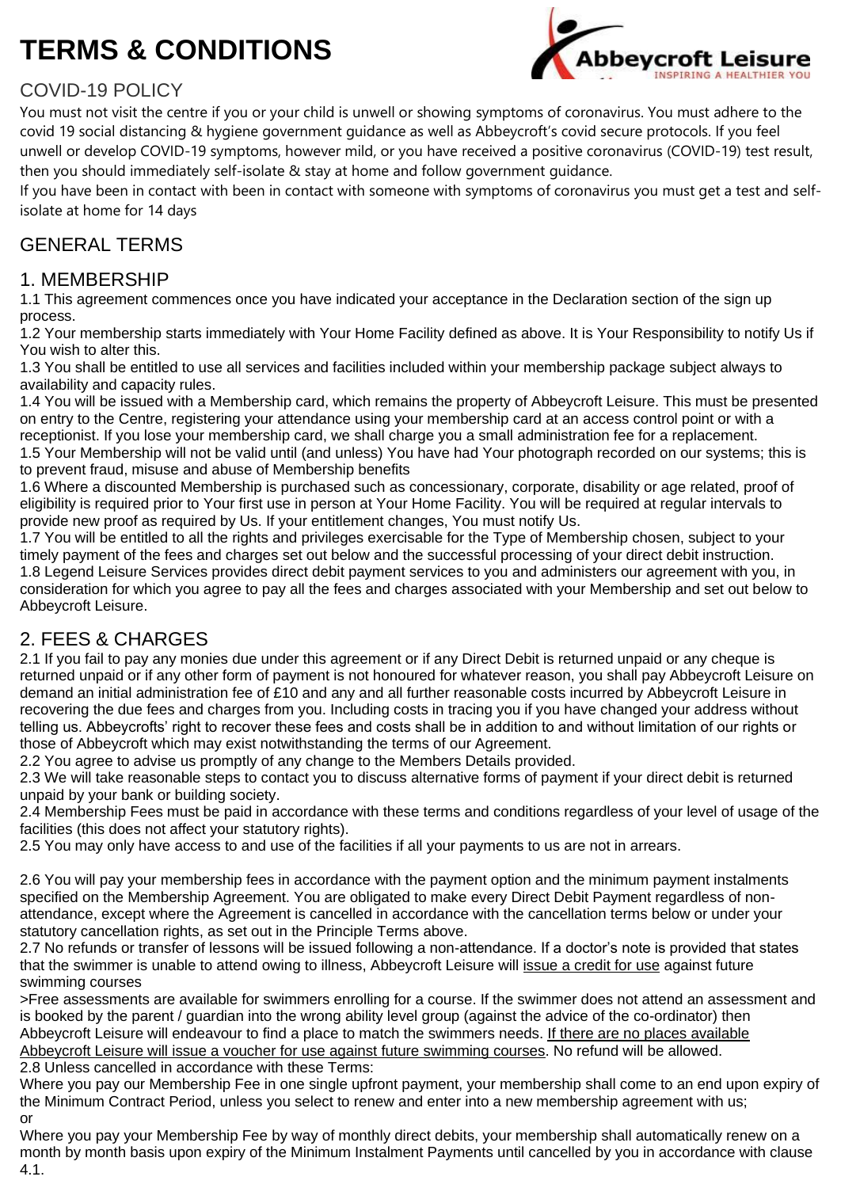# TERMS & CONDITIONS

## COVID-19 POLICY

You must not visit the centre if you or your child is unwell or showing symptoms of coronavirus. You must adhere to the covid 19 social distancing & hygiene government guidance as well as Abbeycroft's covid secure protocols. If you feel unwell or develop COVID-19 symptoms, however mild, or you have received a positive coronavirus (COVID-19) test result, then you should immediately self-isolate & stay at home and follow government guidance.

If you have been in contact with been in contact with someone with symptoms of coronavirus you must get a test and self-isolate at home for 14 days

## GENERAL TERMS

## 1. MEMBERSHIP

1.1 This agreement commences once you have indicated your acceptance in the Declaration section of the sign up process.

1.2 Your membership starts immediately with Your Home Facility defined as above. It is Your Responsibility to notify Us if You wish to alter this.

1.3 You shall be entitled to use all services and facilities included within your membership package subject always to availability and capacity rules.

1.4 You will be issued with a Membership card, which remains the property of Abbeycroft Leisure. This must be presented on entry to the Centre, registering your attendance using your membership card at an access control point or with a receptionist. If you lose your membership card, we shall charge you a small administration fee for a replacement.

1.5 Your Membership will not be valid until (and unless) You have had Your photograph recorded on our systems; this is to prevent fraud, misuse and abuse of Membership benefits

1.6 Where a discounted Membership is purchased such as concessionary, corporate, disability or age related, proof of eligibility is required prior to Your first use in person at Your Home Facility. You will be required at regular intervals to provide new proof as required by Us. If your entitlement changes, You must notify Us.

1.7 You will be entitled to all the rights and privileges exercisable for the Type of Membership chosen, subject to your timely payment of the fees and charges set out below and the successful processing of your direct debit instruction.

1.8 Legend Leisure Services provides direct debit payment services to you and administers our agreement with you, in consideration for which you agree to pay all the fees and charges associated with your Membership and set out below to Abbeycroft Leisure.

## 2. FEES & CHARGES

2.1 If you fail to pay any monies due under this agreement or if any Direct Debit is returned unpaid or any cheque is returned unpaid or if any other form of payment is not honoured for whatever reason, you shall pay Abbeycroft Leisure on demand an initial administration fee of £10 and any and all further reasonable costs incurred by Abbeycroft Leisure in recovering the due fees and charges from you. Including costs in tracing you if you have changed your address without telling us. Abbeycrofts' right to recover these fees and costs shall be in addition to and without limitation of our rights or those of Abbeycroft which may exist notwithstanding the terms of our Agreement.

2.2 You agree to advise us promptly of any change to the Members Details provided.

2.3 We will take reasonable steps to contact you to discuss alternative forms of payment if your direct debit is returned unpaid by your bank or building society.

2.4 Membership Fees must be paid in accordance with these terms and conditions regardless of your level of usage of the facilities (this does not affect your statutory rights).

2.5 You may only have access to and use of the facilities if all your payments to us are not in arrears.

2.6 You will pay your membership fees in accordance with the payment option and the minimum payment instalments specified on the Membership Agreement. You are obligated to make every Direct Debit Payment regardless of non-attendance, except where the Agreement is cancelled in accordance with the cancellation terms below or under your statutory cancellation rights, as set out in the Principle Terms above.

2.7 No refunds or transfer of lessons will be issued following a non-attendance. If a doctor's note is provided that states that the swimmer is unable to attend owing to illness, Abbeycroft Leisure will issue a credit for use against future swimming courses

>Free assessments are available for swimmers enrolling for a course. If the swimmer does not attend an assessment and is booked by the parent / guardian into the wrong ability level group (against the advice of the co-ordinator) then Abbeycroft Leisure will endeavour to find a place to match the swimmers needs. If there are no places available Abbeycroft Leisure will issue a voucher for use against future swimming courses. No refund will be allowed.

2.8 Unless cancelled in accordance with these Terms:

Where you pay our Membership Fee in one single upfront payment, your membership shall come to an end upon expiry of the Minimum Contract Period, unless you select to renew and enter into a new membership agreement with us;

or

Where you pay your Membership Fee by way of monthly direct debits, your membership shall automatically renew on a month by month basis upon expiry of the Minimum Instalment Payments until cancelled by you in accordance with clause 4.1.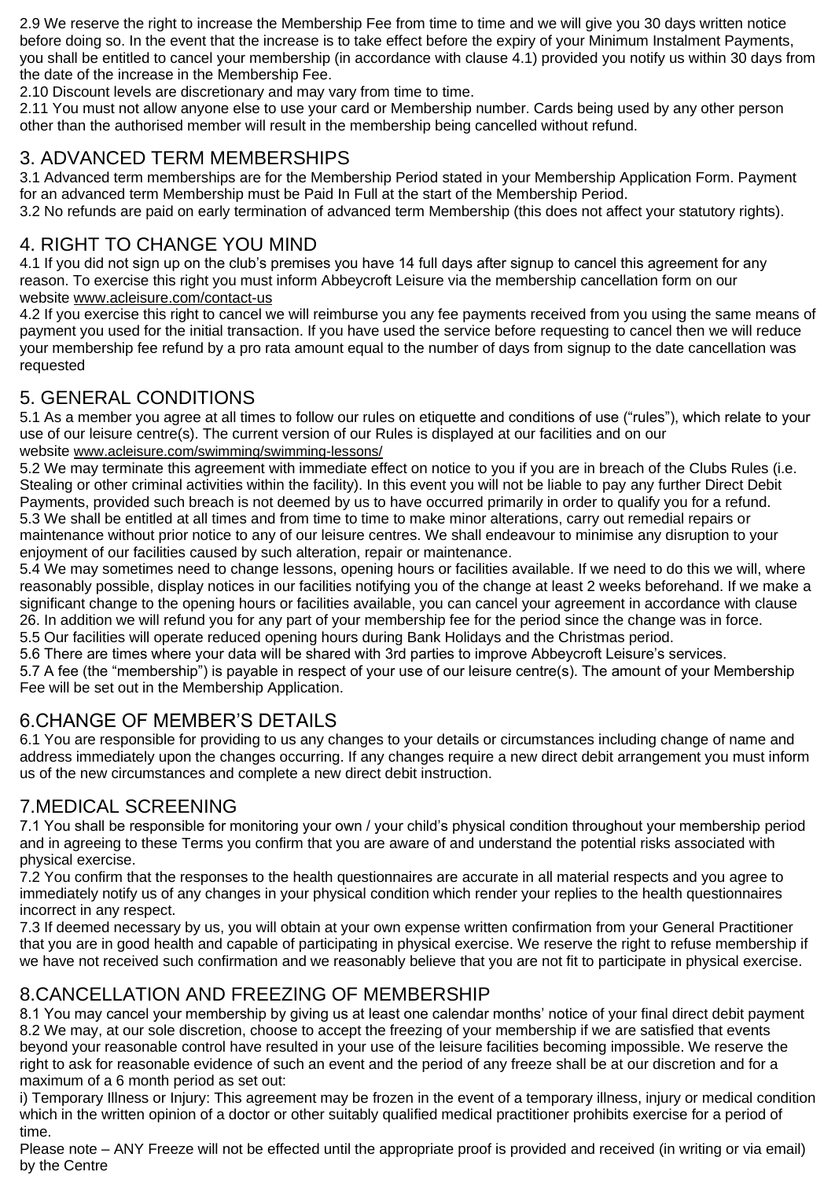2.9 We reserve the right to increase the Membership Fee from time to time and we will give you 30 days written notice before doing so. In the event that the increase is to take effect before the expiry of your Minimum Instalment Payments, you shall be entitled to cancel your membership (in accordance with clause 4.1) provided you notify us within 30 days from the date of the increase in the Membership Fee.
2.10 Discount levels are discretionary and may vary from time to time.
2.11 You must not allow anyone else to use your card or Membership number. Cards being used by any other person other than the authorised member will result in the membership being cancelled without refund.

## 3. ADVANCED TERM MEMBERSHIPS

3.1 Advanced term memberships are for the Membership Period stated in your Membership Application Form. Payment for an advanced term Membership must be Paid In Full at the start of the Membership Period.
3.2 No refunds are paid on early termination of advanced term Membership (this does not affect your statutory rights).

## 4. RIGHT TO CHANGE YOU MIND

4.1 If you did not sign up on the club's premises you have 14 full days after signup to cancel this agreement for any reason. To exercise this right you must inform Abbeycroft Leisure via the membership cancellation form on our website www.acleisure.com/contact-us
4.2 If you exercise this right to cancel we will reimburse you any fee payments received from you using the same means of payment you used for the initial transaction. If you have used the service before requesting to cancel then we will reduce your membership fee refund by a pro rata amount equal to the number of days from signup to the date cancellation was requested

## 5. GENERAL CONDITIONS

5.1 As a member you agree at all times to follow our rules on etiquette and conditions of use ("rules"), which relate to your use of our leisure centre(s). The current version of our Rules is displayed at our facilities and on our website www.acleisure.com/swimming/swimming-lessons/
5.2 We may terminate this agreement with immediate effect on notice to you if you are in breach of the Clubs Rules (i.e. Stealing or other criminal activities within the facility). In this event you will not be liable to pay any further Direct Debit Payments, provided such breach is not deemed by us to have occurred primarily in order to qualify you for a refund.
5.3 We shall be entitled at all times and from time to time to make minor alterations, carry out remedial repairs or maintenance without prior notice to any of our leisure centres. We shall endeavour to minimise any disruption to your enjoyment of our facilities caused by such alteration, repair or maintenance.
5.4 We may sometimes need to change lessons, opening hours or facilities available. If we need to do this we will, where reasonably possible, display notices in our facilities notifying you of the change at least 2 weeks beforehand. If we make a significant change to the opening hours or facilities available, you can cancel your agreement in accordance with clause 26. In addition we will refund you for any part of your membership fee for the period since the change was in force.
5.5 Our facilities will operate reduced opening hours during Bank Holidays and the Christmas period.
5.6 There are times where your data will be shared with 3rd parties to improve Abbeycroft Leisure's services.
5.7 A fee (the "membership") is payable in respect of your use of our leisure centre(s). The amount of your Membership Fee will be set out in the Membership Application.

## 6.CHANGE OF MEMBER'S DETAILS

6.1 You are responsible for providing to us any changes to your details or circumstances including change of name and address immediately upon the changes occurring. If any changes require a new direct debit arrangement you must inform us of the new circumstances and complete a new direct debit instruction.

## 7.MEDICAL SCREENING

7.1 You shall be responsible for monitoring your own / your child's physical condition throughout your membership period and in agreeing to these Terms you confirm that you are aware of and understand the potential risks associated with physical exercise.
7.2 You confirm that the responses to the health questionnaires are accurate in all material respects and you agree to immediately notify us of any changes in your physical condition which render your replies to the health questionnaires incorrect in any respect.
7.3 If deemed necessary by us, you will obtain at your own expense written confirmation from your General Practitioner that you are in good health and capable of participating in physical exercise. We reserve the right to refuse membership if we have not received such confirmation and we reasonably believe that you are not fit to participate in physical exercise.

## 8.CANCELLATION AND FREEZING OF MEMBERSHIP

8.1 You may cancel your membership by giving us at least one calendar months' notice of your final direct debit payment
8.2 We may, at our sole discretion, choose to accept the freezing of your membership if we are satisfied that events beyond your reasonable control have resulted in your use of the leisure facilities becoming impossible. We reserve the right to ask for reasonable evidence of such an event and the period of any freeze shall be at our discretion and for a maximum of a 6 month period as set out:
i) Temporary Illness or Injury: This agreement may be frozen in the event of a temporary illness, injury or medical condition which in the written opinion of a doctor or other suitably qualified medical practitioner prohibits exercise for a period of time.
Please note – ANY Freeze will not be effected until the appropriate proof is provided and received (in writing or via email) by the Centre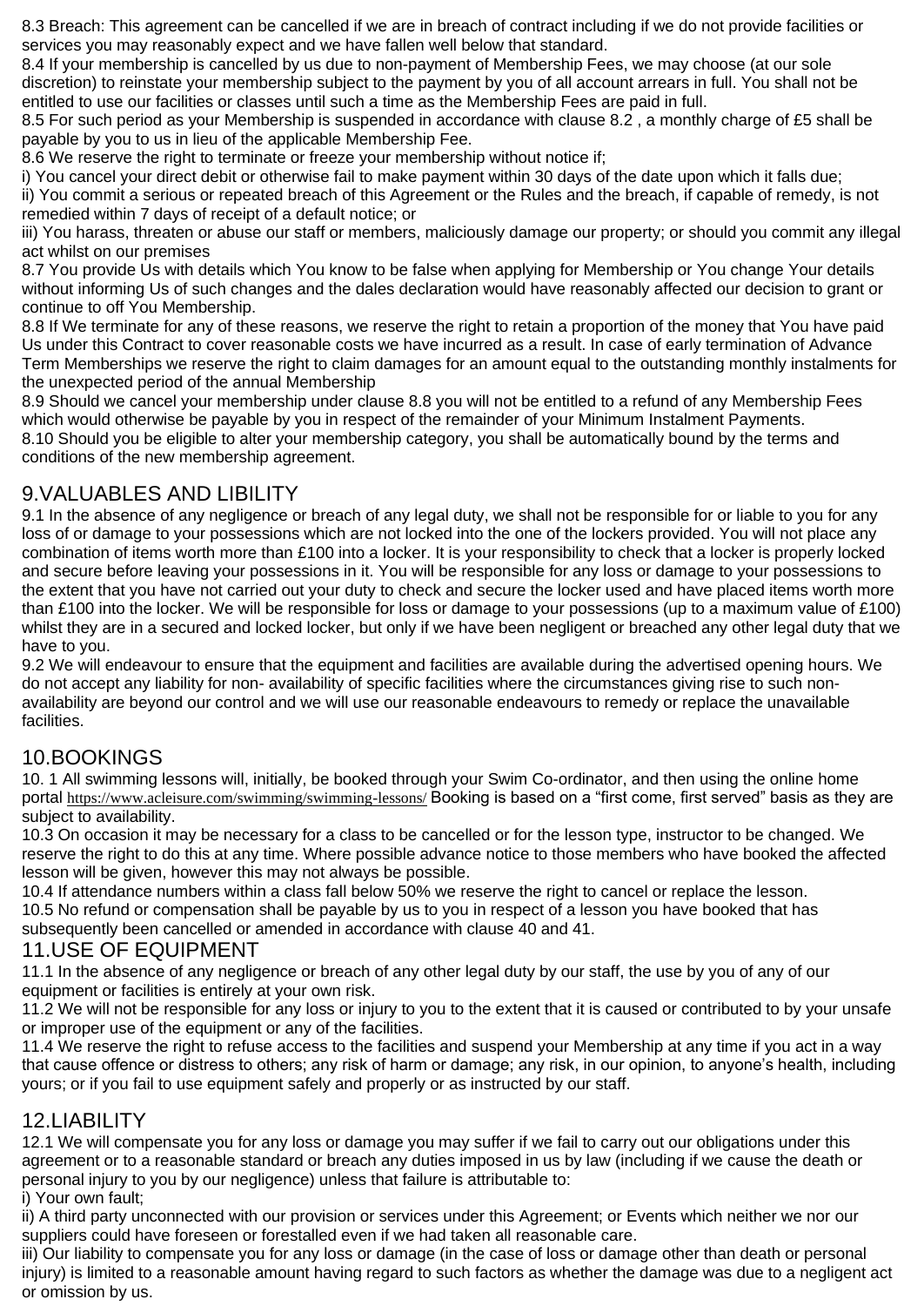8.3 Breach: This agreement can be cancelled if we are in breach of contract including if we do not provide facilities or services you may reasonably expect and we have fallen well below that standard.

8.4 If your membership is cancelled by us due to non-payment of Membership Fees, we may choose (at our sole discretion) to reinstate your membership subject to the payment by you of all account arrears in full. You shall not be entitled to use our facilities or classes until such a time as the Membership Fees are paid in full.

8.5 For such period as your Membership is suspended in accordance with clause 8.2 , a monthly charge of £5 shall be payable by you to us in lieu of the applicable Membership Fee.

8.6 We reserve the right to terminate or freeze your membership without notice if;

i) You cancel your direct debit or otherwise fail to make payment within 30 days of the date upon which it falls due;

ii) You commit a serious or repeated breach of this Agreement or the Rules and the breach, if capable of remedy, is not remedied within 7 days of receipt of a default notice; or

iii) You harass, threaten or abuse our staff or members, maliciously damage our property; or should you commit any illegal act whilst on our premises

8.7 You provide Us with details which You know to be false when applying for Membership or You change Your details without informing Us of such changes and the dales declaration would have reasonably affected our decision to grant or continue to off You Membership.

8.8 If We terminate for any of these reasons, we reserve the right to retain a proportion of the money that You have paid Us under this Contract to cover reasonable costs we have incurred as a result. In case of early termination of Advance Term Memberships we reserve the right to claim damages for an amount equal to the outstanding monthly instalments for the unexpected period of the annual Membership

8.9 Should we cancel your membership under clause 8.8 you will not be entitled to a refund of any Membership Fees which would otherwise be payable by you in respect of the remainder of your Minimum Instalment Payments.

8.10 Should you be eligible to alter your membership category, you shall be automatically bound by the terms and conditions of the new membership agreement.

## 9.VALUABLES AND LIBILITY

9.1 In the absence of any negligence or breach of any legal duty, we shall not be responsible for or liable to you for any loss of or damage to your possessions which are not locked into the one of the lockers provided. You will not place any combination of items worth more than £100 into a locker. It is your responsibility to check that a locker is properly locked and secure before leaving your possessions in it. You will be responsible for any loss or damage to your possessions to the extent that you have not carried out your duty to check and secure the locker used and have placed items worth more than £100 into the locker. We will be responsible for loss or damage to your possessions (up to a maximum value of £100) whilst they are in a secured and locked locker, but only if we have been negligent or breached any other legal duty that we have to you.

9.2 We will endeavour to ensure that the equipment and facilities are available during the advertised opening hours. We do not accept any liability for non- availability of specific facilities where the circumstances giving rise to such non-availability are beyond our control and we will use our reasonable endeavours to remedy or replace the unavailable facilities.

## 10.BOOKINGS

10. 1 All swimming lessons will, initially, be booked through your Swim Co-ordinator, and then using the online home portal https://www.acleisure.com/swimming/swimming-lessons/ Booking is based on a "first come, first served" basis as they are subject to availability.

10.3 On occasion it may be necessary for a class to be cancelled or for the lesson type, instructor to be changed. We reserve the right to do this at any time. Where possible advance notice to those members who have booked the affected lesson will be given, however this may not always be possible.

10.4 If attendance numbers within a class fall below 50% we reserve the right to cancel or replace the lesson.

10.5 No refund or compensation shall be payable by us to you in respect of a lesson you have booked that has subsequently been cancelled or amended in accordance with clause 40 and 41.

## 11.USE OF EQUIPMENT

11.1 In the absence of any negligence or breach of any other legal duty by our staff, the use by you of any of our equipment or facilities is entirely at your own risk.

11.2 We will not be responsible for any loss or injury to you to the extent that it is caused or contributed to by your unsafe or improper use of the equipment or any of the facilities.

11.4 We reserve the right to refuse access to the facilities and suspend your Membership at any time if you act in a way that cause offence or distress to others; any risk of harm or damage; any risk, in our opinion, to anyone's health, including yours; or if you fail to use equipment safely and properly or as instructed by our staff.

## 12.LIABILITY

12.1 We will compensate you for any loss or damage you may suffer if we fail to carry out our obligations under this agreement or to a reasonable standard or breach any duties imposed in us by law (including if we cause the death or personal injury to you by our negligence) unless that failure is attributable to:

i) Your own fault;

ii) A third party unconnected with our provision or services under this Agreement; or Events which neither we nor our suppliers could have foreseen or forestalled even if we had taken all reasonable care.

iii) Our liability to compensate you for any loss or damage (in the case of loss or damage other than death or personal injury) is limited to a reasonable amount having regard to such factors as whether the damage was due to a negligent act or omission by us.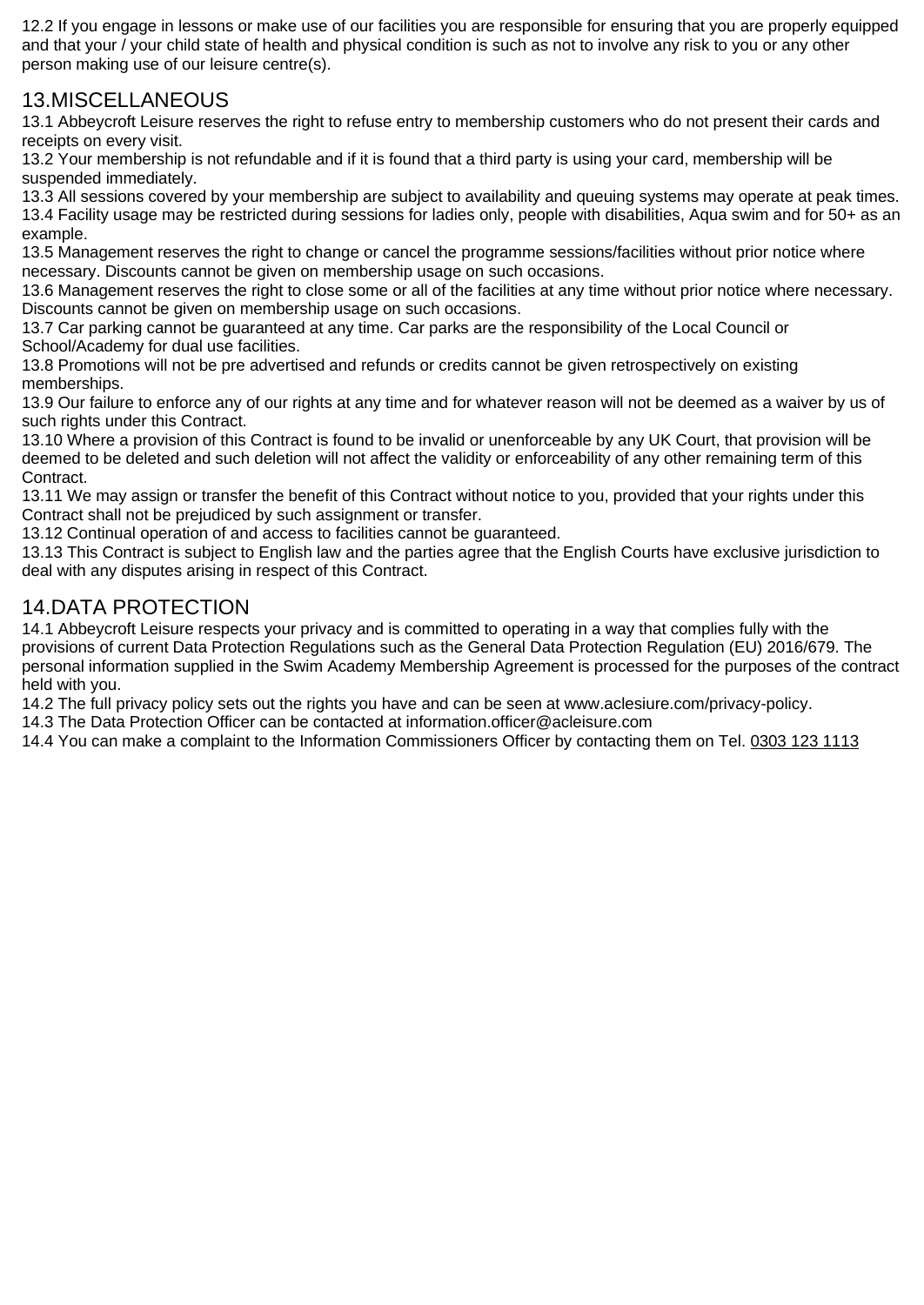12.2 If you engage in lessons or make use of our facilities you are responsible for ensuring that you are properly equipped and that your / your child state of health and physical condition is such as not to involve any risk to you or any other person making use of our leisure centre(s).

## 13.MISCELLANEOUS

13.1 Abbeycroft Leisure reserves the right to refuse entry to membership customers who do not present their cards and receipts on every visit.
13.2 Your membership is not refundable and if it is found that a third party is using your card, membership will be suspended immediately.
13.3 All sessions covered by your membership are subject to availability and queuing systems may operate at peak times.
13.4 Facility usage may be restricted during sessions for ladies only, people with disabilities, Aqua swim and for 50+ as an example.
13.5 Management reserves the right to change or cancel the programme sessions/facilities without prior notice where necessary. Discounts cannot be given on membership usage on such occasions.
13.6 Management reserves the right to close some or all of the facilities at any time without prior notice where necessary. Discounts cannot be given on membership usage on such occasions.
13.7 Car parking cannot be guaranteed at any time. Car parks are the responsibility of the Local Council or School/Academy for dual use facilities.
13.8 Promotions will not be pre advertised and refunds or credits cannot be given retrospectively on existing memberships.
13.9 Our failure to enforce any of our rights at any time and for whatever reason will not be deemed as a waiver by us of such rights under this Contract.
13.10 Where a provision of this Contract is found to be invalid or unenforceable by any UK Court, that provision will be deemed to be deleted and such deletion will not affect the validity or enforceability of any other remaining term of this Contract.
13.11 We may assign or transfer the benefit of this Contract without notice to you, provided that your rights under this Contract shall not be prejudiced by such assignment or transfer.
13.12 Continual operation of and access to facilities cannot be guaranteed.
13.13 This Contract is subject to English law and the parties agree that the English Courts have exclusive jurisdiction to deal with any disputes arising in respect of this Contract.

## 14.DATA PROTECTION

14.1 Abbeycroft Leisure respects your privacy and is committed to operating in a way that complies fully with the provisions of current Data Protection Regulations such as the General Data Protection Regulation (EU) 2016/679. The personal information supplied in the Swim Academy Membership Agreement is processed for the purposes of the contract held with you.
14.2 The full privacy policy sets out the rights you have and can be seen at www.aclesiure.com/privacy-policy.
14.3 The Data Protection Officer can be contacted at information.officer@acleisure.com
14.4 You can make a complaint to the Information Commissioners Officer by contacting them on Tel. 0303 123 1113